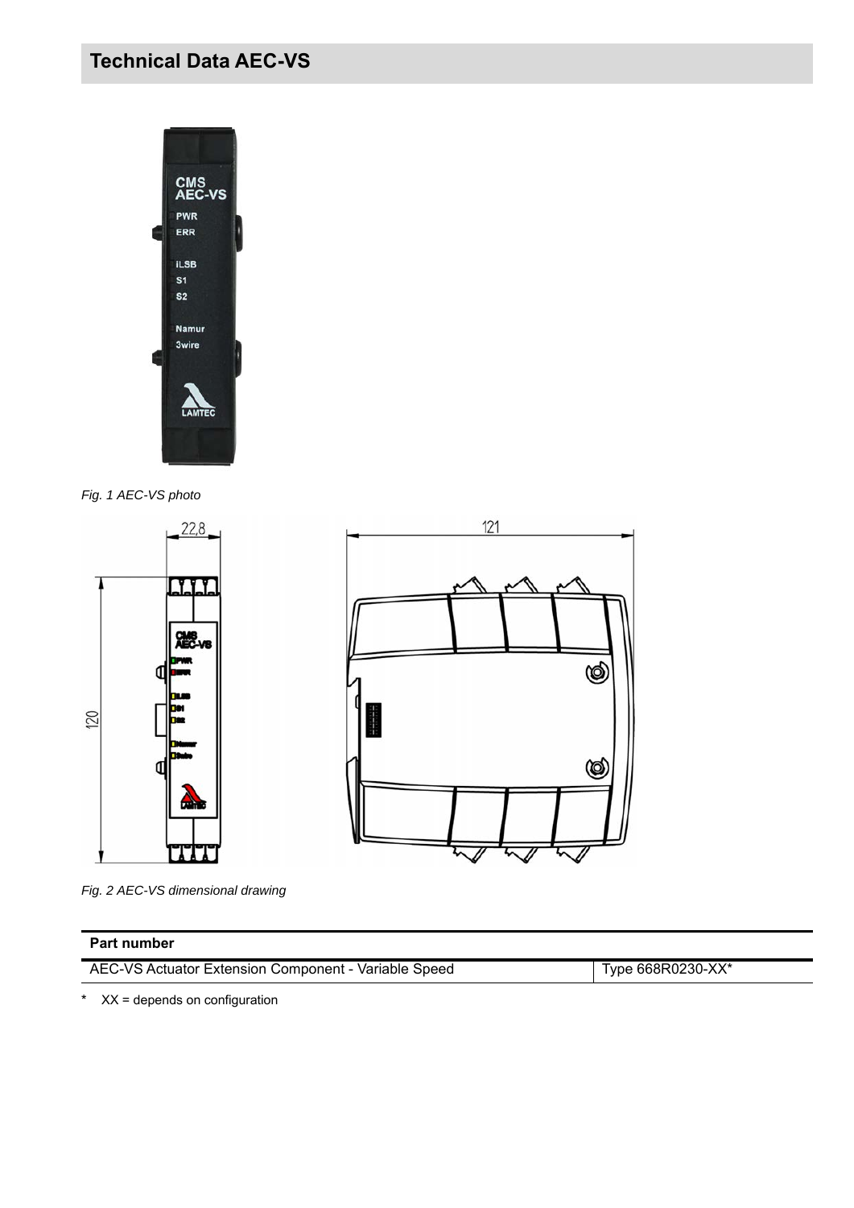# Technical Data AEC-VS

*Fig. 1 AEC-VS photo*

*Fig. 2 AEC-VS dimensional drawing*

| Part number | |
|---|---|
| AEC-VS Actuator Extension Component - Variable Speed | Type 668R0230-XX* |

\* XX = depends on configuration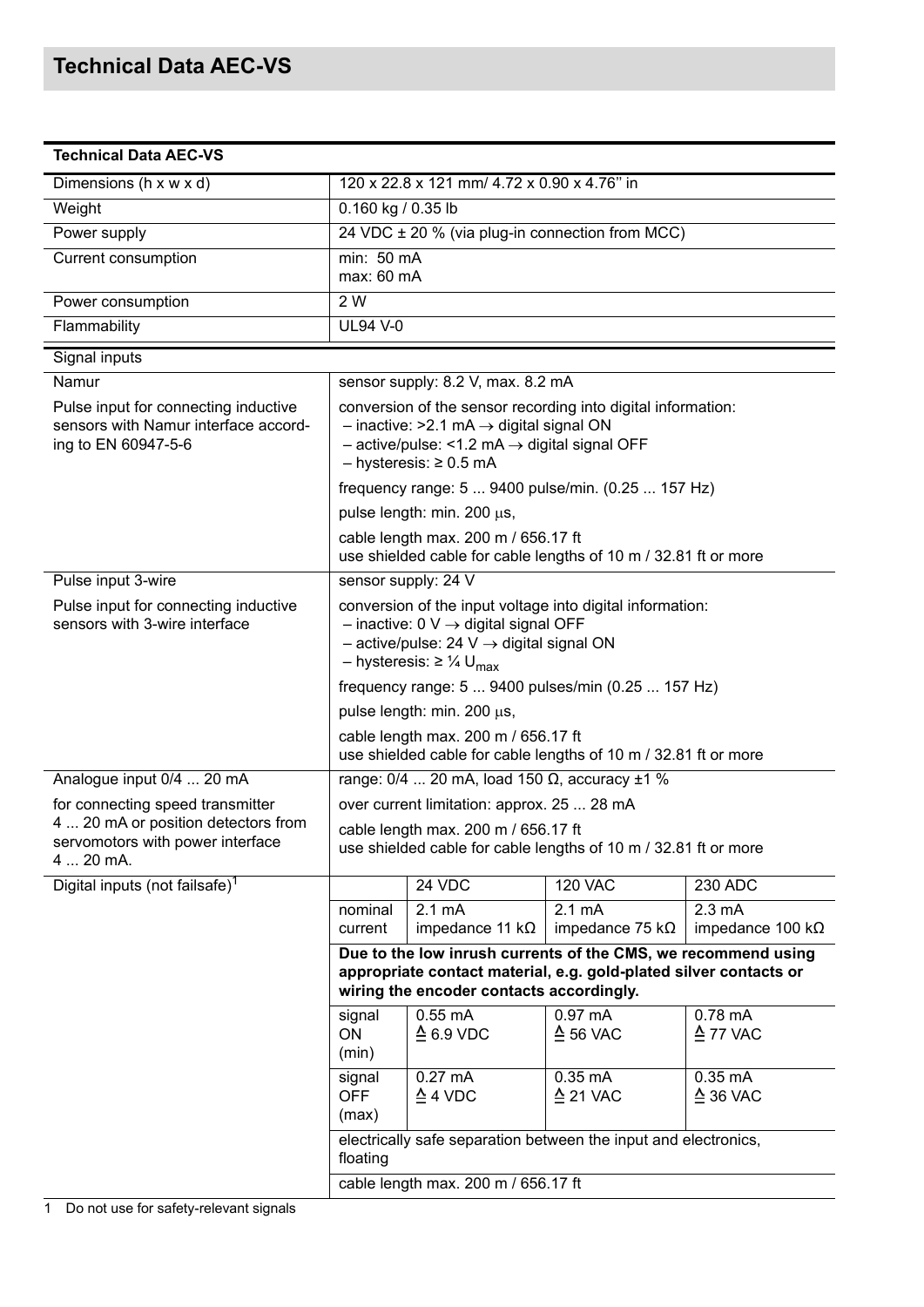# Technical Data AEC-VS

| Technical Data AEC-VS | | | | |
|---|---|---|---|---|
| Dimensions (h x w x d) | 120 x 22.8 x 121 mm/ 4.72 x 0.90 x 4.76" in | | | |
| Weight | 0.160 kg / 0.35 lb | | | |
| Power supply | 24 VDC ± 20 % (via plug-in connection from MCC) | | | |
| Current consumption | min: 50 mA<br>max: 60 mA | | | |
| Power consumption | 2 W | | | |
| Flammability | UL94 V-0 | | | |
| Signal inputs | | | | |
| Namur | sensor supply: 8.2 V, max. 8.2 mA | | | |
| Pulse input for connecting inductive sensors with Namur interface according to EN 60947-5-6 | conversion of the sensor recording into digital information:<br>– inactive: >2.1 mA → digital signal ON<br>– active/pulse: <1.2 mA → digital signal OFF<br>– hysteresis: ≥ 0.5 mA | | | |
| | frequency range: 5 ... 9400 pulse/min. (0.25 ... 157 Hz) | | | |
| | pulse length: min. 200 µs, | | | |
| | cable length max. 200 m / 656.17 ft<br>use shielded cable for cable lengths of 10 m / 32.81 ft or more | | | |
| Pulse input 3-wire | sensor supply: 24 V | | | |
| Pulse input for connecting inductive sensors with 3-wire interface | conversion of the input voltage into digital information:<br>– inactive: 0 V → digital signal OFF<br>– active/pulse: 24 V → digital signal ON<br>– hysteresis: ≥ ¼ $U_{max}$ | | | |
| | frequency range: 5 ... 9400 pulses/min (0.25 ... 157 Hz) | | | |
| | pulse length: min. 200 µs, | | | |
| | cable length max. 200 m / 656.17 ft<br>use shielded cable for cable lengths of 10 m / 32.81 ft or more | | | |
| Analogue input 0/4 ... 20 mA | range: 0/4 ... 20 mA, load 150 Ω, accuracy ±1 % | | | |
| for connecting speed transmitter 4 ... 20 mA or position detectors from servomotors with power interface 4 ... 20 mA. | over current limitation: approx. 25 ... 28 mA | | | |
| | cable length max. 200 m / 656.17 ft<br>use shielded cable for cable lengths of 10 m / 32.81 ft or more | | | |
| Digital inputs (not failsafe)[1] | | 24 VDC | 120 VAC | 230 ADC |
| | nominal current | 2.1 mA<br>impedance 11 kΩ | 2.1 mA<br>impedance 75 kΩ | 2.3 mA<br>impedance 100 kΩ |
| | **Due to the low inrush currents of the CMS, we recommend using appropriate contact material, e.g. gold-plated silver contacts or wiring the encoder contacts accordingly.** | | | |
| | signal ON (min) | 0.55 mA<br>≙ 6.9 VDC | 0.97 mA<br>≙ 56 VAC | 0.78 mA<br>≙ 77 VAC |
| | signal OFF (max) | 0.27 mA<br>≙ 4 VDC | 0.35 mA<br>≙ 21 VAC | 0.35 mA<br>≙ 36 VAC |
| | electrically safe separation between the input and electronics, floating | | | |
| | cable length max. 200 m / 656.17 ft | | | |

1 Do not use for safety-relevant signals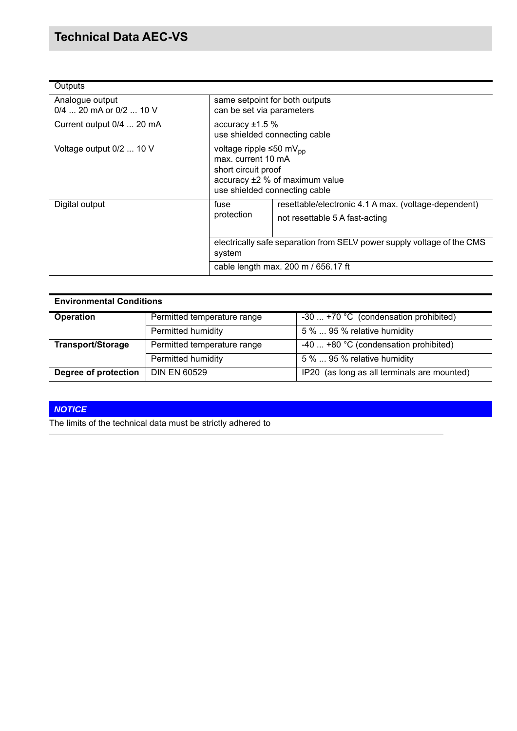## Technical Data AEC-VS

| Outputs | | |
|---|---|---|
| Analogue output<br>0/4 ... 20 mA or 0/2 ... 10 V | same setpoint for both outputs<br>can be set via parameters | |
| Current output 0/4 ... 20 mA | accuracy ±1.5 %<br>use shielded connecting cable | |
| Voltage output 0/2 ... 10 V | voltage ripple ≤50 $mV_{pp}$<br>max. current 10 mA<br>short circuit proof<br>accuracy ±2 % of maximum value<br>use shielded connecting cable | |
| Digital output | fuse protection | resettable/electronic 4.1 A max. (voltage-dependent)<br>not resettable 5 A fast-acting |
| | electrically safe separation from SELV power supply voltage of the CMS system | |
| | cable length max. 200 m / 656.17 ft | |

| **Environmental Conditions** | | |
|---|---|---|
| **Operation** | Permitted temperature range | -30 ... +70 °C (condensation prohibited) |
| | Permitted humidity | 5 % ... 95 % relative humidity |
| **Transport/Storage** | Permitted temperature range | -40 ... +80 °C (condensation prohibited) |
| | Permitted humidity | 5 % ... 95 % relative humidity |
| **Degree of protection** | DIN EN 60529 | IP20 (as long as all terminals are mounted) |

***NOTICE***

The limits of the technical data must be strictly adhered to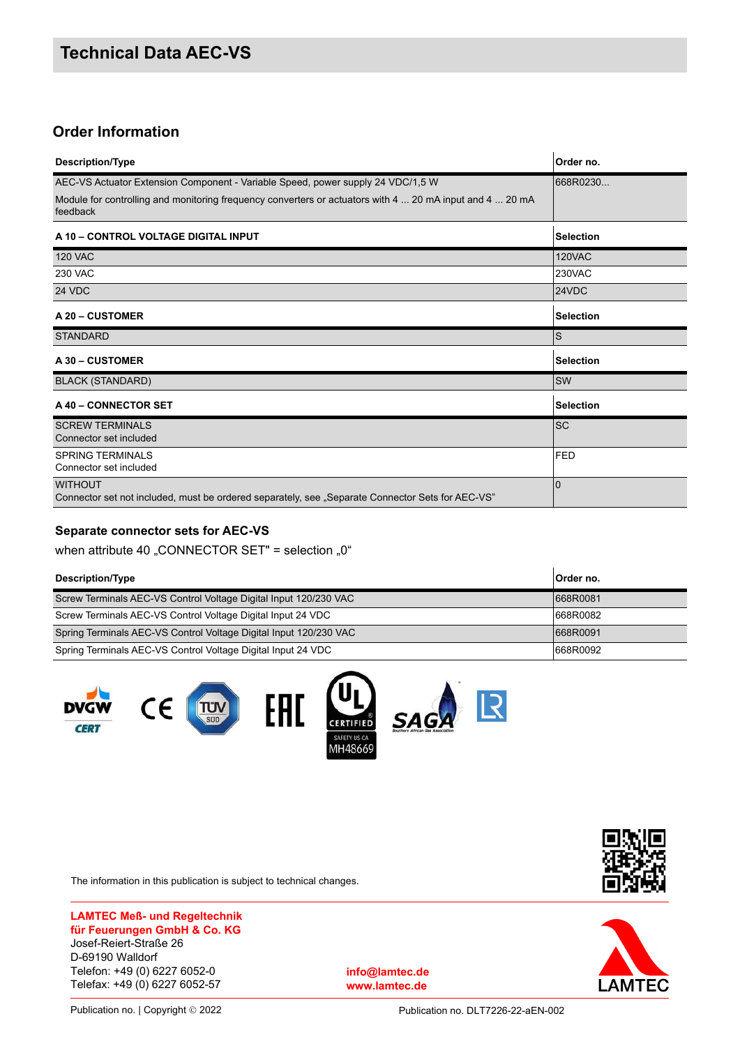# Technical Data AEC-VS

## Order Information

| Description/Type | Order no. |
|---|---|
| AEC-VS Actuator Extension Component - Variable Speed, power supply 24 VDC/1,5 W<br>Module for controlling and monitoring frequency converters or actuators with 4 ... 20 mA input and 4 ... 20 mA feedback | 668R0230... |
| **A 10 – CONTROL VOLTAGE DIGITAL INPUT** | **Selection** |
| 120 VAC | 120VAC |
| 230 VAC | 230VAC |
| 24 VDC | 24VDC |
| **A 20 – CUSTOMER** | **Selection** |
| STANDARD | S |
| **A 30 – CUSTOMER** | **Selection** |
| BLACK (STANDARD) | SW |
| **A 40 – CONNECTOR SET** | **Selection** |
| SCREW TERMINALS<br>Connector set included | SC |
| SPRING TERMINALS<br>Connector set included | FED |
| WITHOUT<br>Connector set not included, must be ordered separately, see „Separate Connector Sets for AEC-VS" | 0 |

### Separate connector sets for AEC-VS

when attribute 40 „CONNECTOR SET" = selection „0"

| Description/Type | Order no. |
|---|---|
| Screw Terminals AEC-VS Control Voltage Digital Input 120/230 VAC | 668R0081 |
| Screw Terminals AEC-VS Control Voltage Digital Input 24 VDC | 668R0082 |
| Spring Terminals AEC-VS Control Voltage Digital Input 120/230 VAC | 668R0091 |
| Spring Terminals AEC-VS Control Voltage Digital Input 24 VDC | 668R0092 |

The information in this publication is subject to technical changes.

**LAMTEC Meß- und Regeltechnik für Feuerungen GmbH & Co. KG**
Josef-Reiert-Straße 26
D-69190 Walldorf
Telefon: +49 (0) 6227 6052-0
Telefax: +49 (0) 6227 6052-57

**info@lamtec.de**
**www.lamtec.de**

Publication no. | Copyright © 2022

Publication no. DLT7226-22-aEN-002